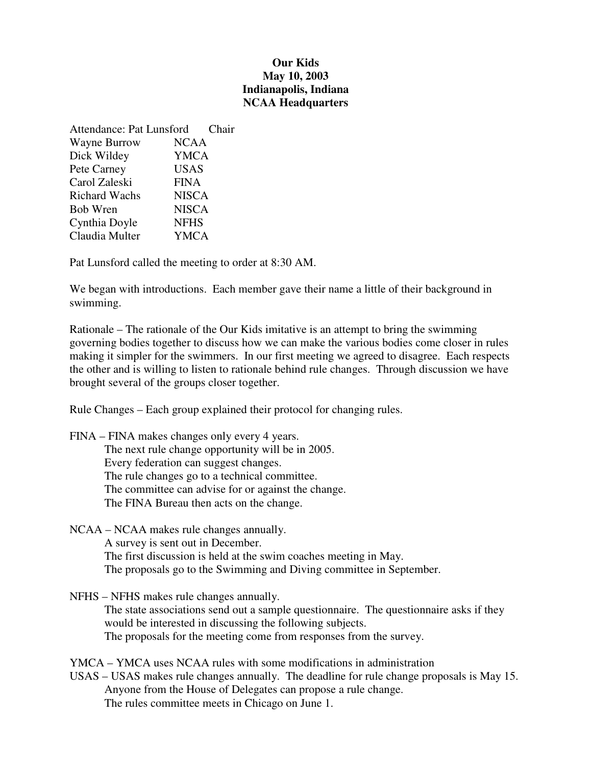**Our Kids**
**May 10, 2003**
**Indianapolis, Indiana**
**NCAA Headquarters**

Attendance: Pat Lunsford Chair
Wayne Burrow NCAA
Dick Wildey YMCA
Pete Carney USAS
Carol Zaleski FINA
Richard Wachs NISCA
Bob Wren NISCA
Cynthia Doyle NFHS
Claudia Multer YMCA

Pat Lunsford called the meeting to order at 8:30 AM.

We began with introductions. Each member gave their name a little of their background in swimming.

Rationale – The rationale of the Our Kids imitative is an attempt to bring the swimming governing bodies together to discuss how we can make the various bodies come closer in rules making it simpler for the swimmers. In our first meeting we agreed to disagree. Each respects the other and is willing to listen to rationale behind rule changes. Through discussion we have brought several of the groups closer together.

Rule Changes – Each group explained their protocol for changing rules.

FINA – FINA makes changes only every 4 years.
- The next rule change opportunity will be in 2005.
- Every federation can suggest changes.
- The rule changes go to a technical committee.
- The committee can advise for or against the change.
- The FINA Bureau then acts on the change.

NCAA – NCAA makes rule changes annually.
- A survey is sent out in December.
- The first discussion is held at the swim coaches meeting in May.
- The proposals go to the Swimming and Diving committee in September.

NFHS – NFHS makes rule changes annually.
- The state associations send out a sample questionnaire. The questionnaire asks if they would be interested in discussing the following subjects.
- The proposals for the meeting come from responses from the survey.

YMCA – YMCA uses NCAA rules with some modifications in administration

USAS – USAS makes rule changes annually. The deadline for rule change proposals is May 15.
- Anyone from the House of Delegates can propose a rule change.
- The rules committee meets in Chicago on June 1.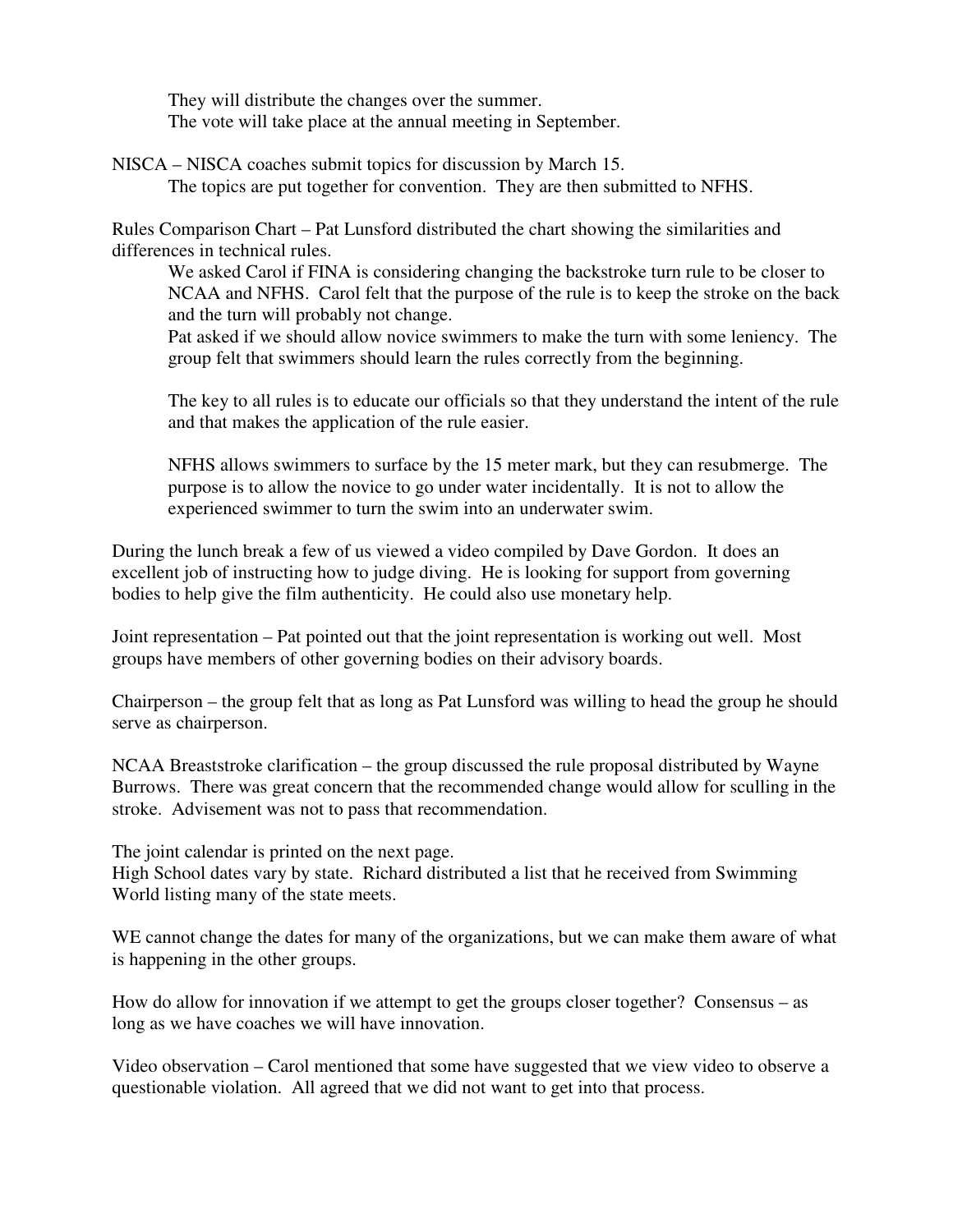They will distribute the changes over the summer.
The vote will take place at the annual meeting in September.

NISCA – NISCA coaches submit topics for discussion by March 15.
The topics are put together for convention. They are then submitted to NFHS.

Rules Comparison Chart – Pat Lunsford distributed the chart showing the similarities and differences in technical rules.

We asked Carol if FINA is considering changing the backstroke turn rule to be closer to NCAA and NFHS. Carol felt that the purpose of the rule is to keep the stroke on the back and the turn will probably not change.

Pat asked if we should allow novice swimmers to make the turn with some leniency. The group felt that swimmers should learn the rules correctly from the beginning.

The key to all rules is to educate our officials so that they understand the intent of the rule and that makes the application of the rule easier.

NFHS allows swimmers to surface by the 15 meter mark, but they can resubmerge. The purpose is to allow the novice to go under water incidentally. It is not to allow the experienced swimmer to turn the swim into an underwater swim.

During the lunch break a few of us viewed a video compiled by Dave Gordon. It does an excellent job of instructing how to judge diving. He is looking for support from governing bodies to help give the film authenticity. He could also use monetary help.

Joint representation – Pat pointed out that the joint representation is working out well. Most groups have members of other governing bodies on their advisory boards.

Chairperson – the group felt that as long as Pat Lunsford was willing to head the group he should serve as chairperson.

NCAA Breaststroke clarification – the group discussed the rule proposal distributed by Wayne Burrows. There was great concern that the recommended change would allow for sculling in the stroke. Advisement was not to pass that recommendation.

The joint calendar is printed on the next page.
High School dates vary by state. Richard distributed a list that he received from Swimming World listing many of the state meets.

WE cannot change the dates for many of the organizations, but we can make them aware of what is happening in the other groups.

How do allow for innovation if we attempt to get the groups closer together? Consensus – as long as we have coaches we will have innovation.

Video observation – Carol mentioned that some have suggested that we view video to observe a questionable violation. All agreed that we did not want to get into that process.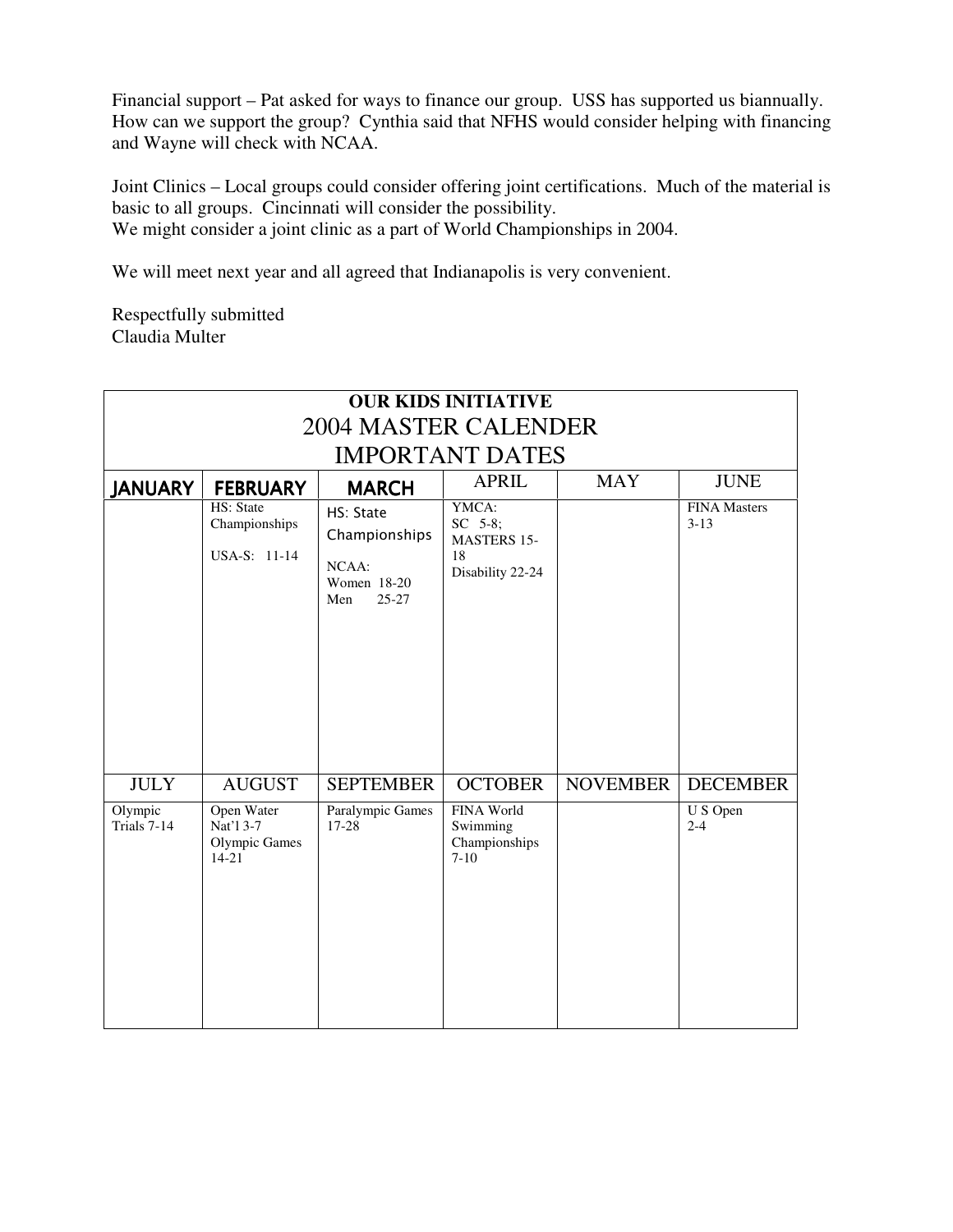Financial support – Pat asked for ways to finance our group. USS has supported us biannually. How can we support the group? Cynthia said that NFHS would consider helping with financing and Wayne will check with NCAA.

Joint Clinics – Local groups could consider offering joint certifications. Much of the material is basic to all groups. Cincinnati will consider the possibility.
We might consider a joint clinic as a part of World Championships in 2004.

We will meet next year and all agreed that Indianapolis is very convenient.

Respectfully submitted
Claudia Multer

| **OUR KIDS INITIATIVE** 2004 MASTER CALENDER IMPORTANT DATES | | | | | |
|---|---|---|---|---|---|
| **JANUARY** | **FEBRUARY** | **MARCH** | APRIL | MAY | JUNE |
| | HS: State Championships<br><br>USA-S: 11-14 | HS: State Championships<br><br>NCAA:<br>Women 18-20<br>Men 25-27 | YMCA:<br>SC 5-8;<br>MASTERS 15-18<br>Disability 22-24 | | FINA Masters 3-13 |
| JULY | AUGUST | SEPTEMBER | OCTOBER | NOVEMBER | DECEMBER |
| Olympic Trials 7-14 | Open Water Nat'l 3-7<br>Olympic Games 14-21 | Paralympic Games 17-28 | FINA World Swimming Championships 7-10 | | U S Open 2-4 |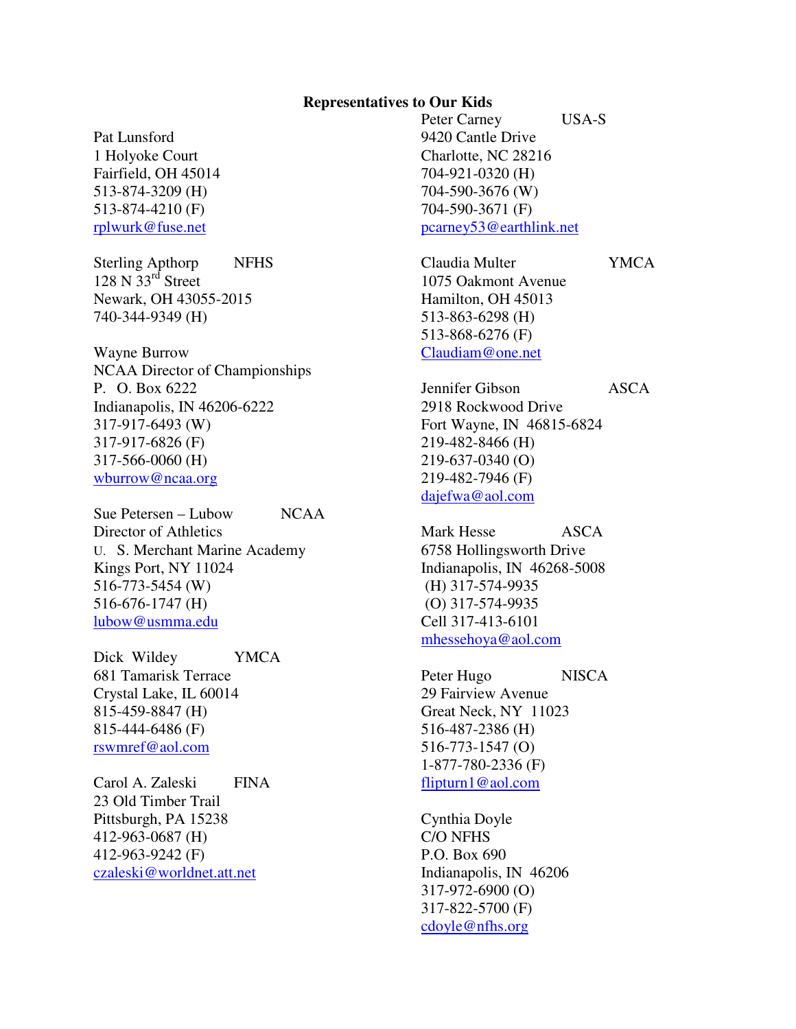## Representatives to Our Kids

Pat Lunsford
1 Holyoke Court
Fairfield, OH 45014
513-874-3209 (H)
513-874-4210 (F)
rplwurk@fuse.net

Sterling Apthorp NFHS
128 N 33rd Street
Newark, OH 43055-2015
740-344-9349 (H)

Wayne Burrow
NCAA Director of Championships
P. O. Box 6222
Indianapolis, IN 46206-6222
317-917-6493 (W)
317-917-6826 (F)
317-566-0060 (H)
wburrow@ncaa.org

Sue Petersen – Lubow NCAA
Director of Athletics
U. S. Merchant Marine Academy
Kings Port, NY 11024
516-773-5454 (W)
516-676-1747 (H)
lubow@usmma.edu

Dick Wildey YMCA
681 Tamarisk Terrace
Crystal Lake, IL 60014
815-459-8847 (H)
815-444-6486 (F)
rswmref@aol.com

Carol A. Zaleski FINA
23 Old Timber Trail
Pittsburgh, PA 15238
412-963-0687 (H)
412-963-9242 (F)
czaleski@worldnet.att.net

Peter Carney USA-S
9420 Cantle Drive
Charlotte, NC 28216
704-921-0320 (H)
704-590-3676 (W)
704-590-3671 (F)
pcarney53@earthlink.net

Claudia Multer YMCA
1075 Oakmont Avenue
Hamilton, OH 45013
513-863-6298 (H)
513-868-6276 (F)
Claudiam@one.net

Jennifer Gibson ASCA
2918 Rockwood Drive
Fort Wayne, IN 46815-6824
219-482-8466 (H)
219-637-0340 (O)
219-482-7946 (F)
dajefwa@aol.com

Mark Hesse ASCA
6758 Hollingsworth Drive
Indianapolis, IN 46268-5008
(H) 317-574-9935
(O) 317-574-9935
Cell 317-413-6101
mhessehoya@aol.com

Peter Hugo NISCA
29 Fairview Avenue
Great Neck, NY 11023
516-487-2386 (H)
516-773-1547 (O)
1-877-780-2336 (F)
flipturn1@aol.com

Cynthia Doyle
C/O NFHS
P.O. Box 690
Indianapolis, IN 46206
317-972-6900 (O)
317-822-5700 (F)
cdoyle@nfhs.org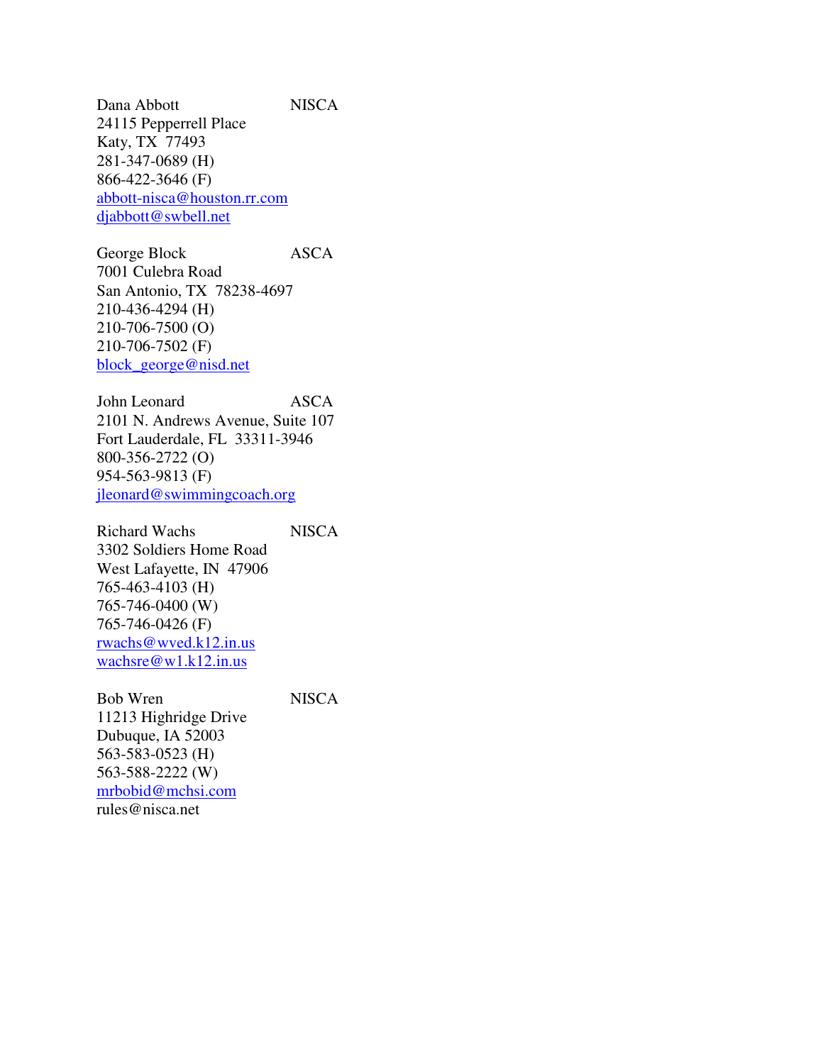Dana Abbott NISCA
24115 Pepperrell Place
Katy, TX 77493
281-347-0689 (H)
866-422-3646 (F)
abbott-nisca@houston.rr.com
djabbott@swbell.net

George Block ASCA
7001 Culebra Road
San Antonio, TX 78238-4697
210-436-4294 (H)
210-706-7500 (O)
210-706-7502 (F)
block_george@nisd.net

John Leonard ASCA
2101 N. Andrews Avenue, Suite 107
Fort Lauderdale, FL 33311-3946
800-356-2722 (O)
954-563-9813 (F)
jleonard@swimmingcoach.org

Richard Wachs NISCA
3302 Soldiers Home Road
West Lafayette, IN 47906
765-463-4103 (H)
765-746-0400 (W)
765-746-0426 (F)
rwachs@wved.k12.in.us
wachsre@w1.k12.in.us

Bob Wren NISCA
11213 Highridge Drive
Dubuque, IA 52003
563-583-0523 (H)
563-588-2222 (W)
mrbobid@mchsi.com
rules@nisca.net